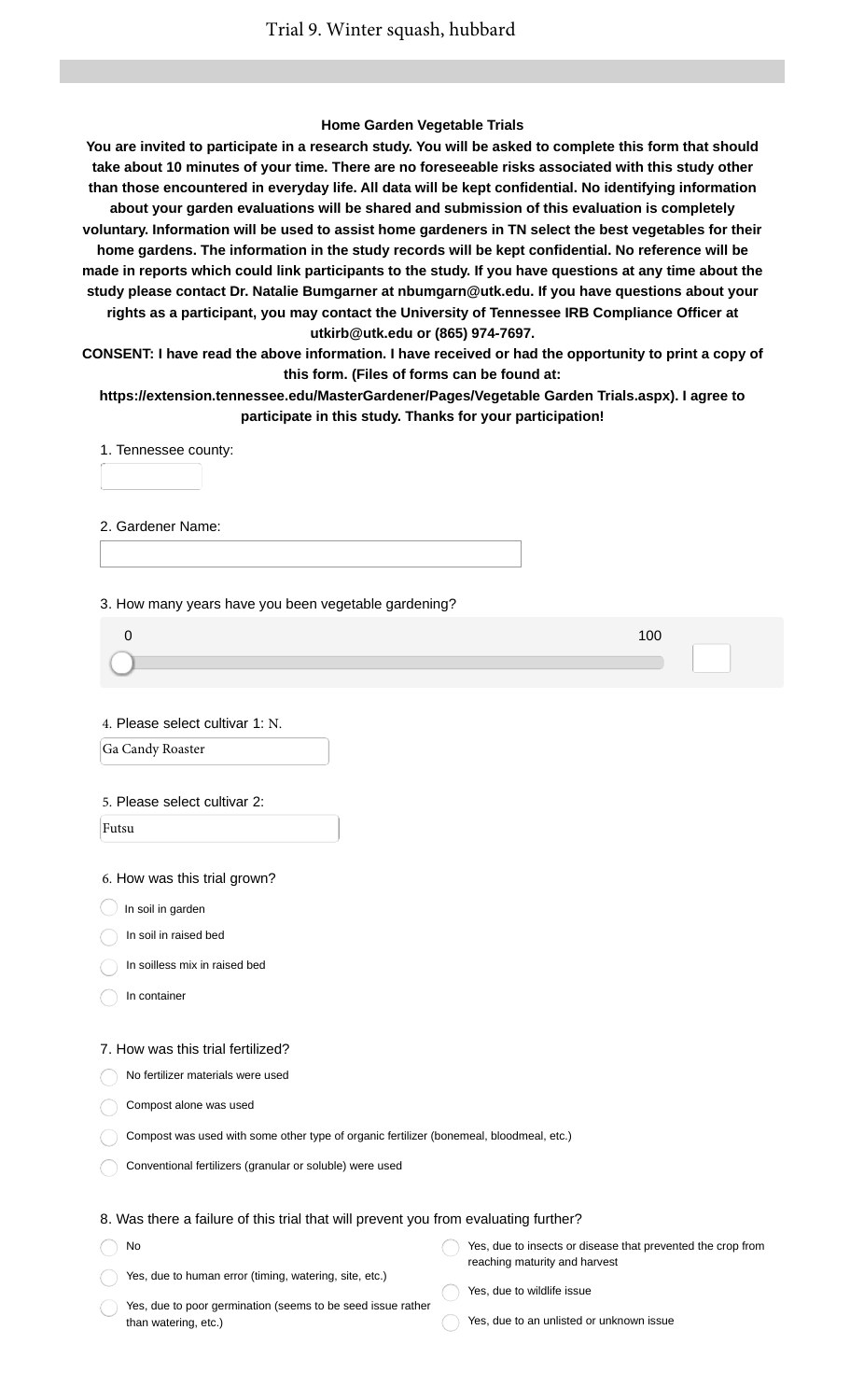# Trial 9. Winter squash, hubbard

**Home Garden Vegetable Trials**

**You are invited to participate in a research study. You will be asked to complete this form that should take about 10 minutes of your time. There are no foreseeable risks associated with this study other than those encountered in everyday life. All data will be kept confidential. No identifying information about your garden evaluations will be shared and submission of this evaluation is completely voluntary. Information will be used to assist home gardeners in TN select the best vegetables for their home gardens. The information in the study records will be kept confidential. No reference will be made in reports which could link participants to the study. If you have questions at any time about the study please contact Dr. Natalie Bumgarner at nbumgarn@utk.edu. If you have questions about your rights as a participant, you may contact the University of Tennessee IRB Compliance Officer at utkirb@utk.edu or (865) 974-7697.**

**CONSENT: I have read the above information. I have received or had the opportunity to print a copy of this form. (Files of forms can be found at: https://extension.tennessee.edu/MasterGardener/Pages/Vegetable Garden Trials.aspx). I agree to participate in this study. Thanks for your participation!**

1. Tennessee county:

2. Gardener Name:

3. How many years have you been vegetable gardening?

0 — 100

4. Please select cultivar 1: N.

Ga Candy Roaster

5. Please select cultivar 2:

Futsu

6. How was this trial grown?

- In soil in garden
- In soil in raised bed
- In soilless mix in raised bed
- In container

7. How was this trial fertilized?

- No fertilizer materials were used
- Compost alone was used
- Compost was used with some other type of organic fertilizer (bonemeal, bloodmeal, etc.)
- Conventional fertilizers (granular or soluble) were used

8. Was there a failure of this trial that will prevent you from evaluating further?

- No
- Yes, due to human error (timing, watering, site, etc.)
- Yes, due to poor germination (seems to be seed issue rather than watering, etc.)
- Yes, due to insects or disease that prevented the crop from reaching maturity and harvest
- Yes, due to wildlife issue
- Yes, due to an unlisted or unknown issue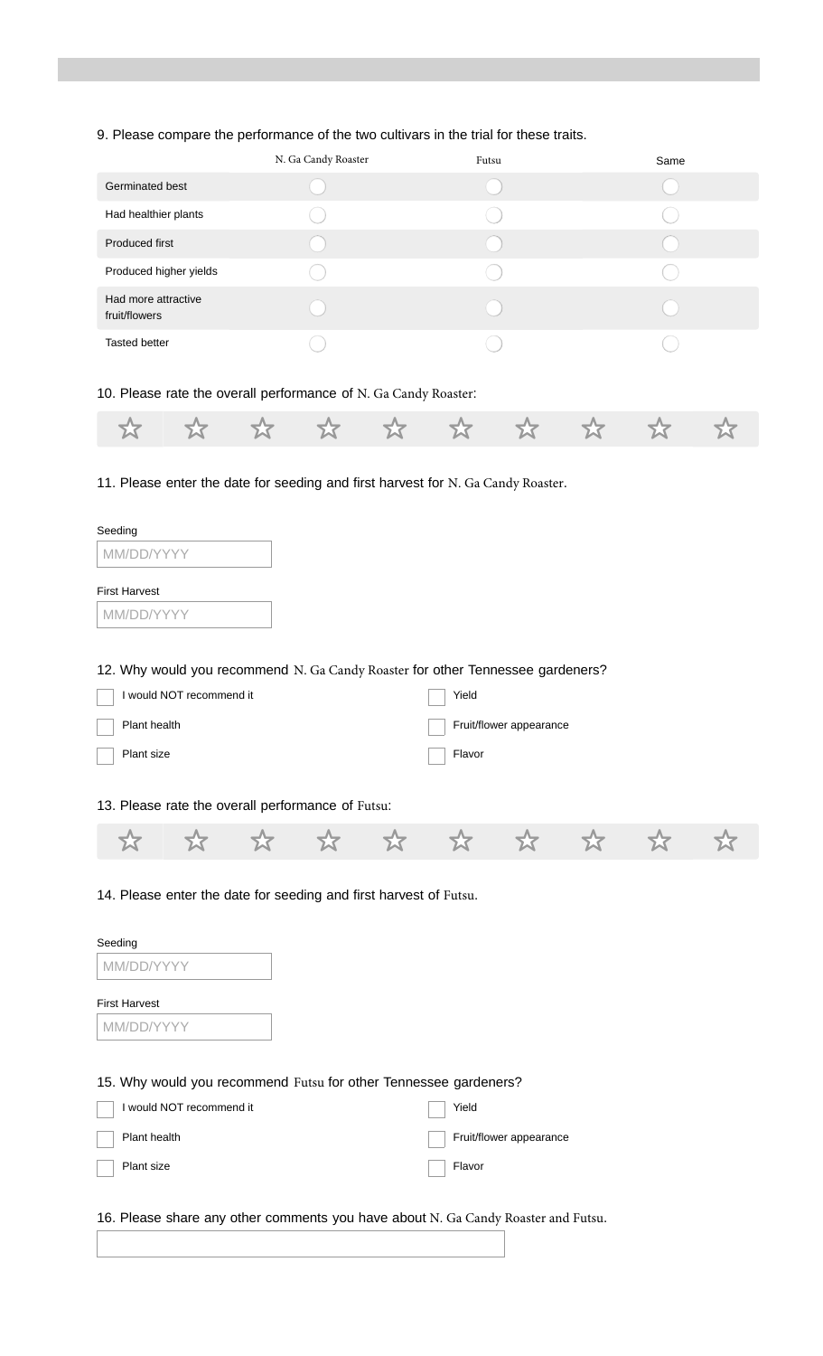9. Please compare the performance of the two cultivars in the trial for these traits.

| | N. Ga Candy Roaster | Futsu | Same |
|---|---|---|---|
| Germinated best | ◯ | ◯ | ◯ |
| Had healthier plants | ◯ | ◯ | ◯ |
| Produced first | ◯ | ◯ | ◯ |
| Produced higher yields | ◯ | ◯ | ◯ |
| Had more attractive fruit/flowers | ◯ | ◯ | ◯ |
| Tasted better | ◯ | ◯ | ◯ |

10. Please rate the overall performance of N. Ga Candy Roaster:

☆ ☆ ☆ ☆ ☆ ☆ ☆ ☆ ☆ ☆

11. Please enter the date for seeding and first harvest for N. Ga Candy Roaster.

Seeding

MM/DD/YYYY

First Harvest

MM/DD/YYYY

12. Why would you recommend N. Ga Candy Roaster for other Tennessee gardeners?

- ☐ I would NOT recommend it
- ☐ Plant health
- ☐ Plant size
- ☐ Yield
- ☐ Fruit/flower appearance
- ☐ Flavor

13. Please rate the overall performance of Futsu:

☆ ☆ ☆ ☆ ☆ ☆ ☆ ☆ ☆ ☆

14. Please enter the date for seeding and first harvest of Futsu.

Seeding

MM/DD/YYYY

First Harvest

MM/DD/YYYY

15. Why would you recommend Futsu for other Tennessee gardeners?

- ☐ I would NOT recommend it
- ☐ Plant health
- ☐ Plant size
- ☐ Yield
- ☐ Fruit/flower appearance
- ☐ Flavor

16. Please share any other comments you have about N. Ga Candy Roaster and Futsu.